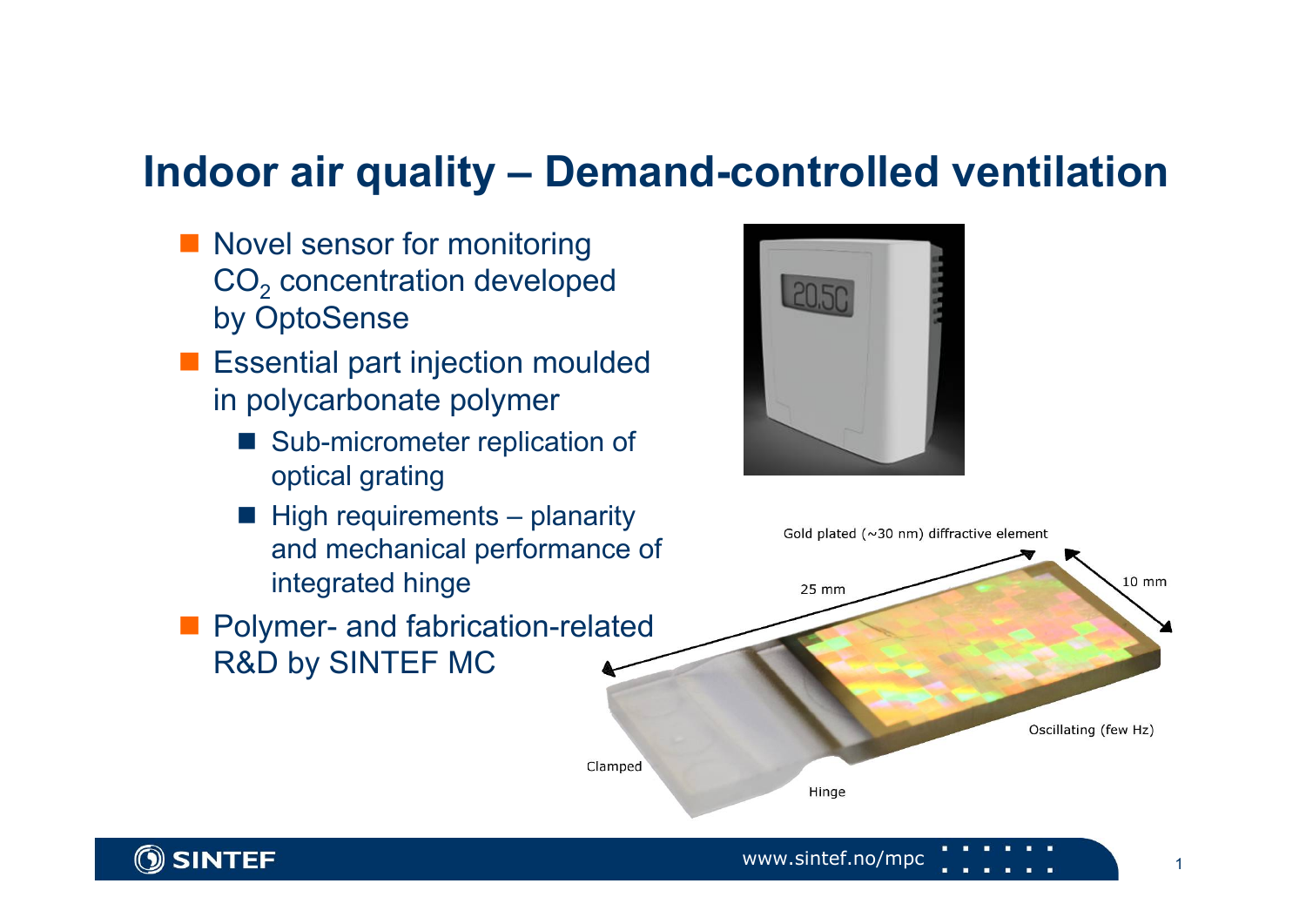# Indoor air quality – Demand-controlled ventilation

- Novel sensor for monitoring $CO_2$ concentration developed by OptoSense
- Essential part injection moulded in polycarbonate polymer
  - Sub-micrometer replication of optical grating
  - High requirements – planarity and mechanical performance of integrated hinge
- Polymer- and fabrication-related R&D by SINTEF MC

Gold plated (~30 nm) diffractive element

25 mm

10 mm

Oscillating (few Hz)

Clamped

Hinge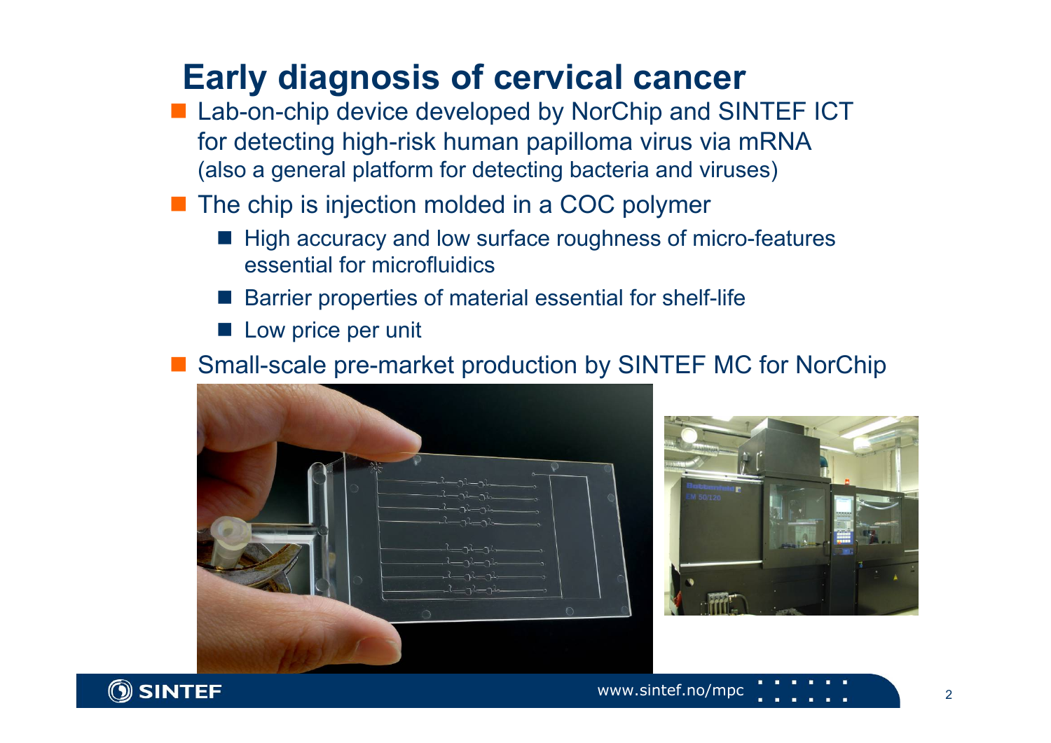# Early diagnosis of cervical cancer

- Lab-on-chip device developed by NorChip and SINTEF ICT for detecting high-risk human papilloma virus via mRNA (also a general platform for detecting bacteria and viruses)
- The chip is injection molded in a COC polymer
  - High accuracy and low surface roughness of micro-features essential for microfluidics
  - Barrier properties of material essential for shelf-life
  - Low price per unit
- Small-scale pre-market production by SINTEF MC for NorChip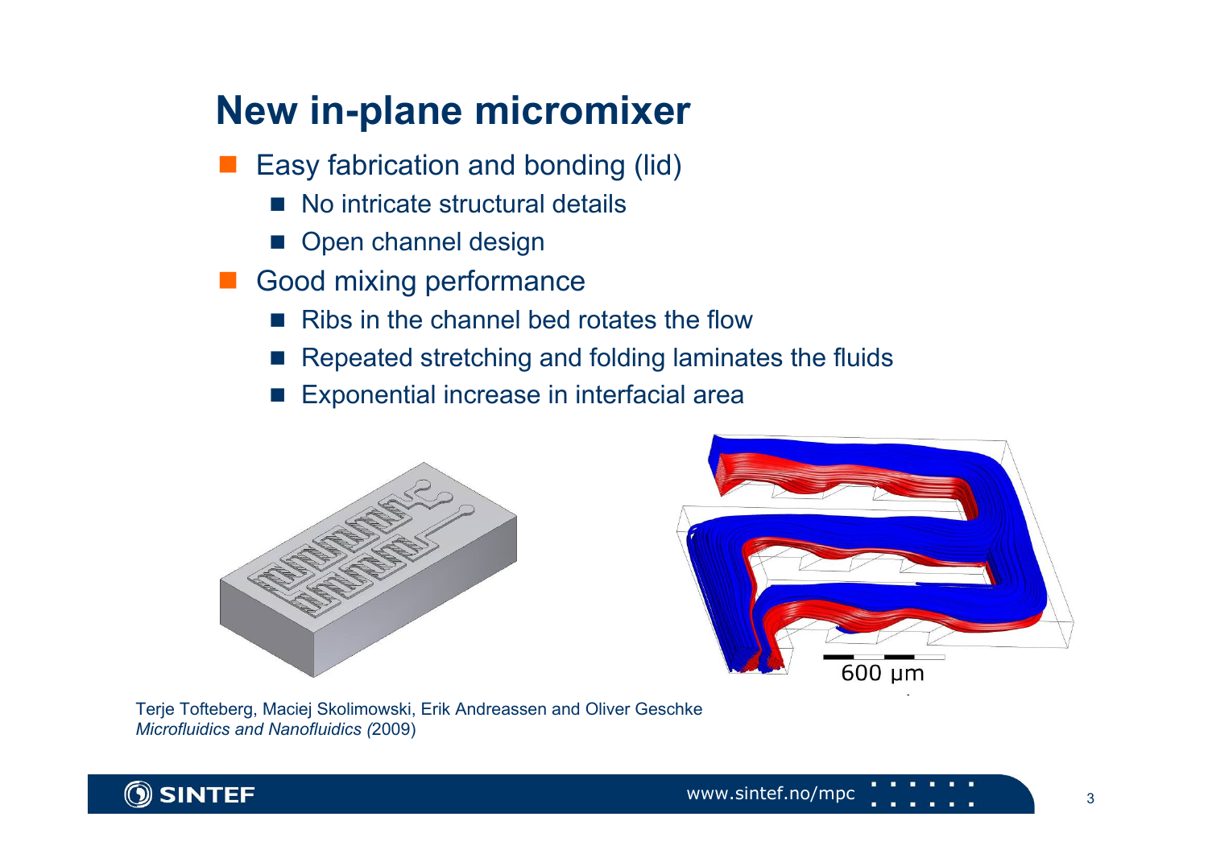# New in-plane micromixer

- Easy fabrication and bonding (lid)
  - No intricate structural details
  - Open channel design
- Good mixing performance
  - Ribs in the channel bed rotates the flow
  - Repeated stretching and folding laminates the fluids
  - Exponential increase in interfacial area

600 µm

Terje Tofteberg, Maciej Skolimowski, Erik Andreassen and Oliver Geschke
*Microfluidics and Nanofluidics* (2009)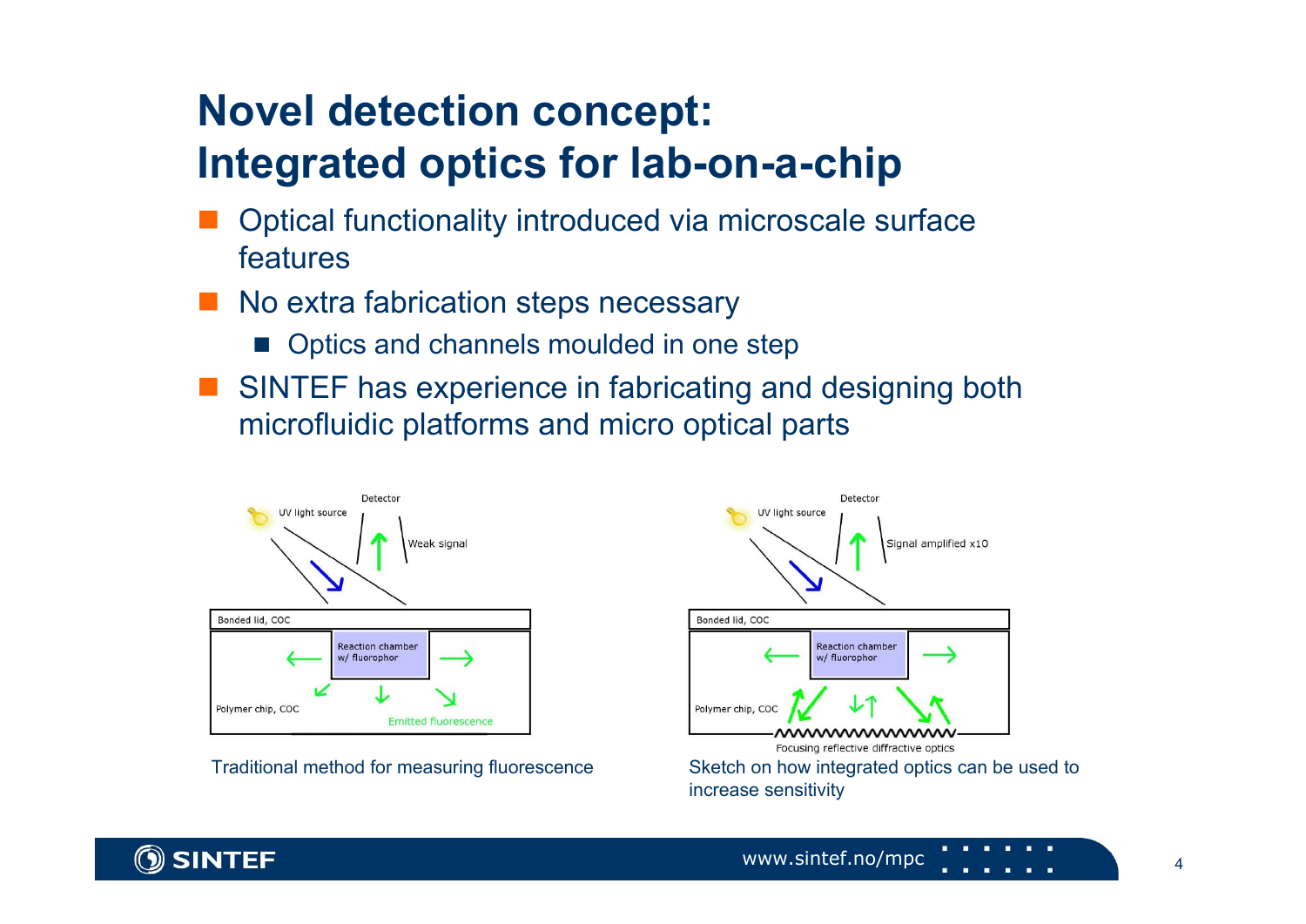# Novel detection concept: Integrated optics for lab-on-a-chip

- Optical functionality introduced via microscale surface features
- No extra fabrication steps necessary
  - Optics and channels moulded in one step
- SINTEF has experience in fabricating and designing both microfluidic platforms and micro optical parts

Detector
UV light source
Weak signal
Bonded lid, COC
Reaction chamber w/ fluorophor
Polymer chip, COC
Emitted fluorescence

Traditional method for measuring fluorescence

Detector
UV light source
Signal amplified x10
Bonded lid, COC
Reaction chamber w/ fluorophor
Polymer chip, COC
Focusing reflective diffractive optics

Sketch on how integrated optics can be used to increase sensitivity